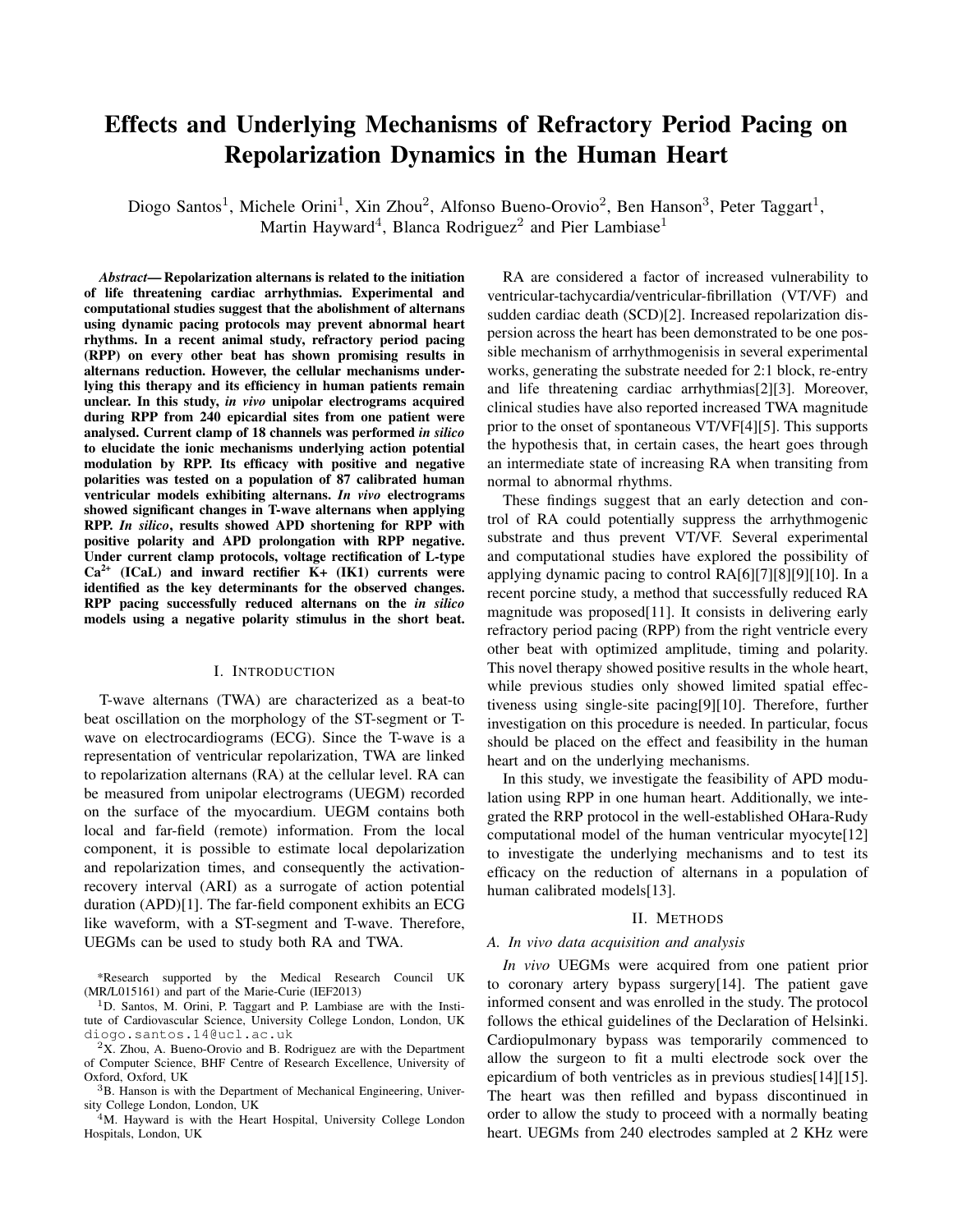# Effects and Underlying Mechanisms of Refractory Period Pacing on Repolarization Dynamics in the Human Heart

Diogo Santos[1], Michele Orini[1], Xin Zhou[2], Alfonso Bueno-Orovio[2], Ben Hanson[3], Peter Taggart[1], Martin Hayward[4], Blanca Rodriguez[2] and Pier Lambiase[1]

***Abstract*— Repolarization alternans is related to the initiation of life threatening cardiac arrhythmias. Experimental and computational studies suggest that the abolishment of alternans using dynamic pacing protocols may prevent abnormal heart rhythms. In a recent animal study, refractory period pacing (RPP) on every other beat has shown promising results in alternans reduction. However, the cellular mechanisms underlying this therapy and its efficiency in human patients remain unclear. In this study, *in vivo* unipolar electrograms acquired during RPP from 240 epicardial sites from one patient were analysed. Current clamp of 18 channels was performed *in silico* to elucidate the ionic mechanisms underlying action potential modulation by RPP. Its efficacy with positive and negative polarities was tested on a population of 87 calibrated human ventricular models exhibiting alternans. *In vivo* electrograms showed significant changes in T-wave alternans when applying RPP. *In silico*, results showed APD shortening for RPP with positive polarity and APD prolongation with RPP negative. Under current clamp protocols, voltage rectification of L-type $Ca^{2+}$ (ICaL) and inward rectifier K+ (IK1) currents were identified as the key determinants for the observed changes. RPP pacing successfully reduced alternans on the *in silico* models using a negative polarity stimulus in the short beat.**

## I. Introduction

T-wave alternans (TWA) are characterized as a beat-to beat oscillation on the morphology of the ST-segment or T-wave on electrocardiograms (ECG). Since the T-wave is a representation of ventricular repolarization, TWA are linked to repolarization alternans (RA) at the cellular level. RA can be measured from unipolar electrograms (UEGM) recorded on the surface of the myocardium. UEGM contains both local and far-field (remote) information. From the local component, it is possible to estimate local depolarization and repolarization times, and consequently the activation-recovery interval (ARI) as a surrogate of action potential duration (APD)[1]. The far-field component exhibits an ECG like waveform, with a ST-segment and T-wave. Therefore, UEGMs can be used to study both RA and TWA.

RA are considered a factor of increased vulnerability to ventricular-tachycardia/ventricular-fibrillation (VT/VF) and sudden cardiac death (SCD)[2]. Increased repolarization dispersion across the heart has been demonstrated to be one possible mechanism of arrhythmogenisis in several experimental works, generating the substrate needed for 2:1 block, re-entry and life threatening cardiac arrhythmias[2][3]. Moreover, clinical studies have also reported increased TWA magnitude prior to the onset of spontaneous VT/VF[4][5]. This supports the hypothesis that, in certain cases, the heart goes through an intermediate state of increasing RA when transiting from normal to abnormal rhythms.

These findings suggest that an early detection and control of RA could potentially suppress the arrhythmogenic substrate and thus prevent VT/VF. Several experimental and computational studies have explored the possibility of applying dynamic pacing to control RA[6][7][8][9][10]. In a recent porcine study, a method that successfully reduced RA magnitude was proposed[11]. It consists in delivering early refractory period pacing (RPP) from the right ventricle every other beat with optimized amplitude, timing and polarity. This novel therapy showed positive results in the whole heart, while previous studies only showed limited spatial effectiveness using single-site pacing[9][10]. Therefore, further investigation on this procedure is needed. In particular, focus should be placed on the effect and feasibility in the human heart and on the underlying mechanisms.

In this study, we investigate the feasibility of APD modulation using RPP in one human heart. Additionally, we integrated the RRP protocol in the well-established OHara-Rudy computational model of the human ventricular myocyte[12] to investigate the underlying mechanisms and to test its efficacy on the reduction of alternans in a population of human calibrated models[13].

## II. Methods

### A. In vivo data acquisition and analysis

*In vivo* UEGMs were acquired from one patient prior to coronary artery bypass surgery[14]. The patient gave informed consent and was enrolled in the study. The protocol follows the ethical guidelines of the Declaration of Helsinki. Cardiopulmonary bypass was temporarily commenced to allow the surgeon to fit a multi electrode sock over the epicardium of both ventricles as in previous studies[14][15]. The heart was then refilled and bypass discontinued in order to allow the study to proceed with a normally beating heart. UEGMs from 240 electrodes sampled at 2 KHz were

*Research supported by the Medical Research Council UK (MR/L015161) and part of the Marie-Curie (IEF2013)

[1]D. Santos, M. Orini, P. Taggart and P. Lambiase are with the Institute of Cardiovascular Science, University College London, London, UK diogo.santos.14@ucl.ac.uk

[2]X. Zhou, A. Bueno-Orovio and B. Rodriguez are with the Department of Computer Science, BHF Centre of Research Excellence, University of Oxford, Oxford, UK

[3]B. Hanson is with the Department of Mechanical Engineering, University College London, London, UK

[4]M. Hayward is with the Heart Hospital, University College London Hospitals, London, UK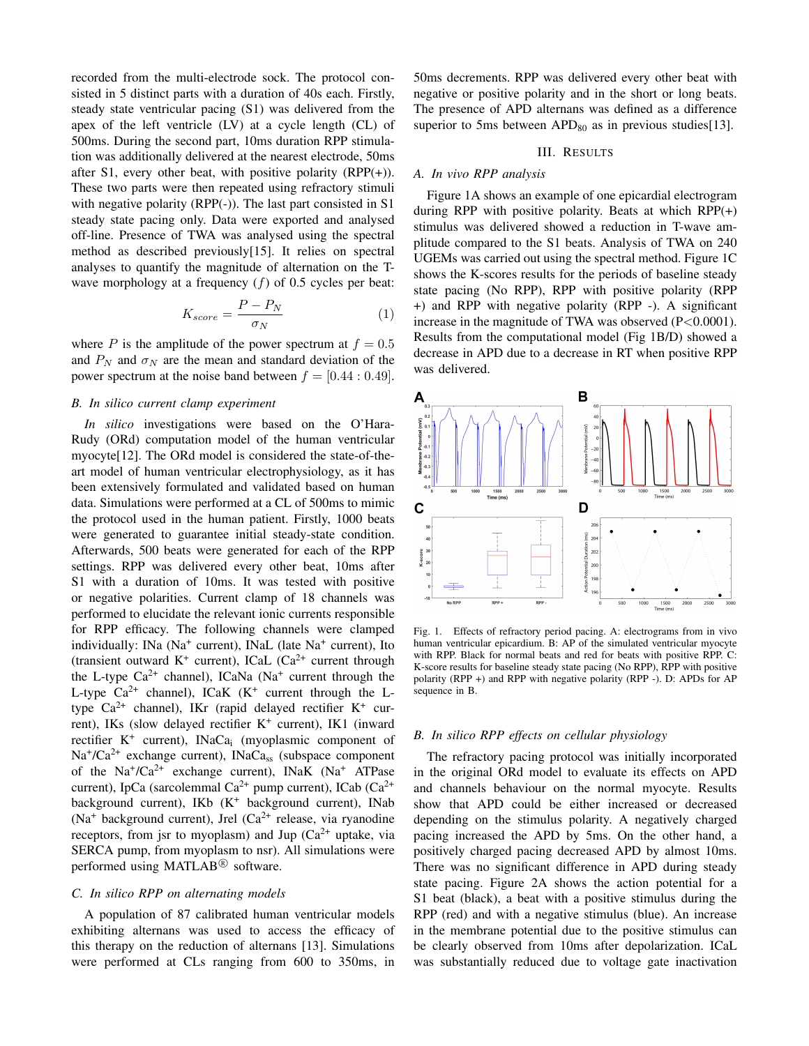recorded from the multi-electrode sock. The protocol consisted in 5 distinct parts with a duration of 40s each. Firstly, steady state ventricular pacing (S1) was delivered from the apex of the left ventricle (LV) at a cycle length (CL) of 500ms. During the second part, 10ms duration RPP stimulation was additionally delivered at the nearest electrode, 50ms after S1, every other beat, with positive polarity (RPP(+)). These two parts were then repeated using refractory stimuli with negative polarity (RPP(-)). The last part consisted in S1 steady state pacing only. Data were exported and analysed off-line. Presence of TWA was analysed using the spectral method as described previously[15]. It relies on spectral analyses to quantify the magnitude of alternation on the T-wave morphology at a frequency ($f$) of 0.5 cycles per beat:

$$K_{score} = \frac{P - P_N}{\sigma_N} \quad (1)$$

where $P$ is the amplitude of the power spectrum at $f = 0.5$ and $P_N$ and $\sigma_N$ are the mean and standard deviation of the power spectrum at the noise band between $f = [0.44 : 0.49]$.

### B. In silico current clamp experiment

*In silico* investigations were based on the O'Hara-Rudy (ORd) computation model of the human ventricular myocyte[12]. The ORd model is considered the state-of-the-art model of human ventricular electrophysiology, as it has been extensively formulated and validated based on human data. Simulations were performed at a CL of 500ms to mimic the protocol used in the human patient. Firstly, 1000 beats were generated to guarantee initial steady-state condition. Afterwards, 500 beats were generated for each of the RPP settings. RPP was delivered every other beat, 10ms after S1 with a duration of 10ms. It was tested with positive or negative polarities. Current clamp of 18 channels was performed to elucidate the relevant ionic currents responsible for RPP efficacy. The following channels were clamped individually: INa ($Na^+$ current), INaL (late $Na^+$ current), Ito (transient outward $K^+$ current), ICaL ($Ca^{2+}$ current through the L-type $Ca^{2+}$ channel), ICaNa ($Na^+$ current through the L-type $Ca^{2+}$ channel), ICaK ($K^+$ current through the L-type $Ca^{2+}$ channel), IKr (rapid delayed rectifier $K^+$ current), IKs (slow delayed rectifier $K^+$ current), IK1 (inward rectifier $K^+$ current), $INaCa_i$ (myoplasmic component of $Na^+/Ca^{2+}$ exchange current), $INaCa_{ss}$ (subspace component of the $Na^+/Ca^{2+}$ exchange current), INaK ($Na^+$ ATPase current), IpCa (sarcolemmal $Ca^{2+}$ pump current), ICab ($Ca^{2+}$ background current), IKb ($K^+$ background current), INab ($Na^+$ background current), Jrel ($Ca^{2+}$ release, via ryanodine receptors, from jsr to myoplasm) and Jup ($Ca^{2+}$ uptake, via SERCA pump, from myoplasm to nsr). All simulations were performed using MATLAB® software.

### C. In silico RPP on alternating models

A population of 87 calibrated human ventricular models exhibiting alternans was used to access the efficacy of this therapy on the reduction of alternans [13]. Simulations were performed at CLs ranging from 600 to 350ms, in 50ms decrements. RPP was delivered every other beat with negative or positive polarity and in the short or long beats. The presence of APD alternans was defined as a difference superior to 5ms between $APD_{80}$ as in previous studies[13].

## III. Results

### A. In vivo RPP analysis

Figure 1A shows an example of one epicardial electrogram during RPP with positive polarity. Beats at which RPP(+) stimulus was delivered showed a reduction in T-wave amplitude compared to the S1 beats. Analysis of TWA on 240 UGEMs was carried out using the spectral method. Figure 1C shows the K-scores results for the periods of baseline steady state pacing (No RPP), RPP with positive polarity (RPP +) and RPP with negative polarity (RPP -). A significant increase in the magnitude of TWA was observed (P<0.0001). Results from the computational model (Fig 1B/D) showed a decrease in APD due to a decrease in RT when positive RPP was delivered.

Fig. 1. Effects of refractory period pacing. A: electrograms from in vivo human ventricular epicardium. B: AP of the simulated ventricular myocyte with RPP. Black for normal beats and red for beats with positive RPP. C: K-score results for baseline steady state pacing (No RPP), RPP with positive polarity (RPP +) and RPP with negative polarity (RPP -). D: APDs for AP sequence in B.

### B. In silico RPP effects on cellular physiology

The refractory pacing protocol was initially incorporated in the original ORd model to evaluate its effects on APD and channels behaviour on the normal myocyte. Results show that APD could be either increased or decreased depending on the stimulus polarity. A negatively charged pacing increased the APD by 5ms. On the other hand, a positively charged pacing decreased APD by almost 10ms. There was no significant difference in APD during steady state pacing. Figure 2A shows the action potential for a S1 beat (black), a beat with a positive stimulus during the RPP (red) and with a negative stimulus (blue). An increase in the membrane potential due to the positive stimulus can be clearly observed from 10ms after depolarization. ICaL was substantially reduced due to voltage gate inactivation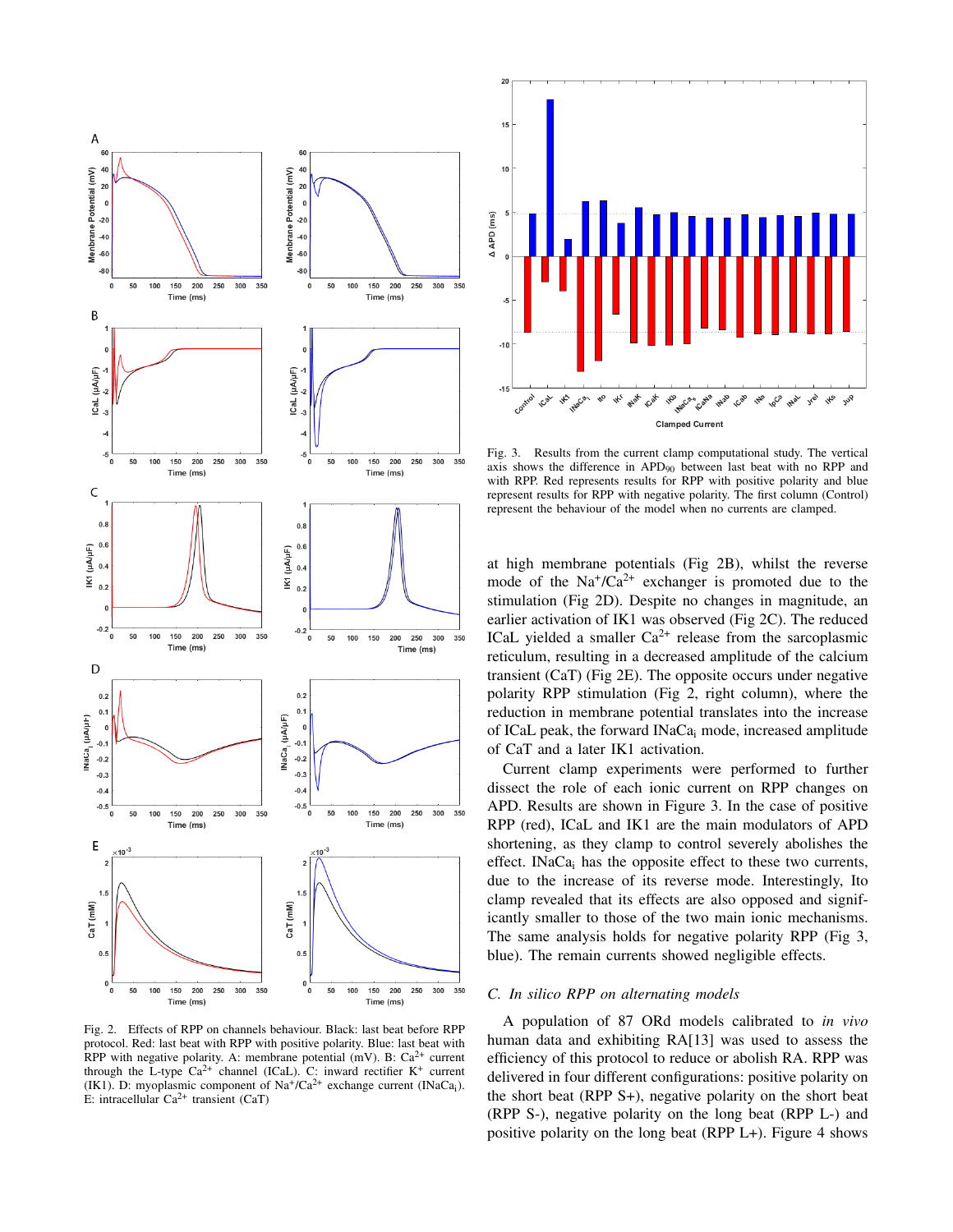Fig. 2. Effects of RPP on channels behaviour. Black: last beat before RPP protocol. Red: last beat with RPP with positive polarity. Blue: last beat with RPP with negative polarity. A: membrane potential (mV). B: $Ca^{2+}$ current through the L-type $Ca^{2+}$ channel (ICaL). C: inward rectifier $K^{+}$ current (IK1). D: myoplasmic component of $Na^{+}/Ca^{2+}$ exchange current ($INaCa_i$). E: intracellular $Ca^{2+}$ transient (CaT)

Fig. 3. Results from the current clamp computational study. The vertical axis shows the difference in $APD_{90}$ between last beat with no RPP and with RPP. Red represents results for RPP with positive polarity and blue represent results for RPP with negative polarity. The first column (Control) represent the behaviour of the model when no currents are clamped.

at high membrane potentials (Fig 2B), whilst the reverse mode of the $Na^{+}/Ca^{2+}$ exchanger is promoted due to the stimulation (Fig 2D). Despite no changes in magnitude, an earlier activation of IK1 was observed (Fig 2C). The reduced ICaL yielded a smaller $Ca^{2+}$ release from the sarcoplasmic reticulum, resulting in a decreased amplitude of the calcium transient (CaT) (Fig 2E). The opposite occurs under negative polarity RPP stimulation (Fig 2, right column), where the reduction in membrane potential translates into the increase of ICaL peak, the forward $INaCa_i$ mode, increased amplitude of CaT and a later IK1 activation.

Current clamp experiments were performed to further dissect the role of each ionic current on RPP changes on APD. Results are shown in Figure 3. In the case of positive RPP (red), ICaL and IK1 are the main modulators of APD shortening, as they clamp to control severely abolishes the effect. $INaCa_i$ has the opposite effect to these two currents, due to the increase of its reverse mode. Interestingly, Ito clamp revealed that its effects are also opposed and significantly smaller to those of the two main ionic mechanisms. The same analysis holds for negative polarity RPP (Fig 3, blue). The remain currents showed negligible effects.

### C. *In silico RPP on alternating models*

A population of 87 ORd models calibrated to *in vivo* human data and exhibiting RA[13] was used to assess the efficiency of this protocol to reduce or abolish RA. RPP was delivered in four different configurations: positive polarity on the short beat (RPP S+), negative polarity on the short beat (RPP S-), negative polarity on the long beat (RPP L-) and positive polarity on the long beat (RPP L+). Figure 4 shows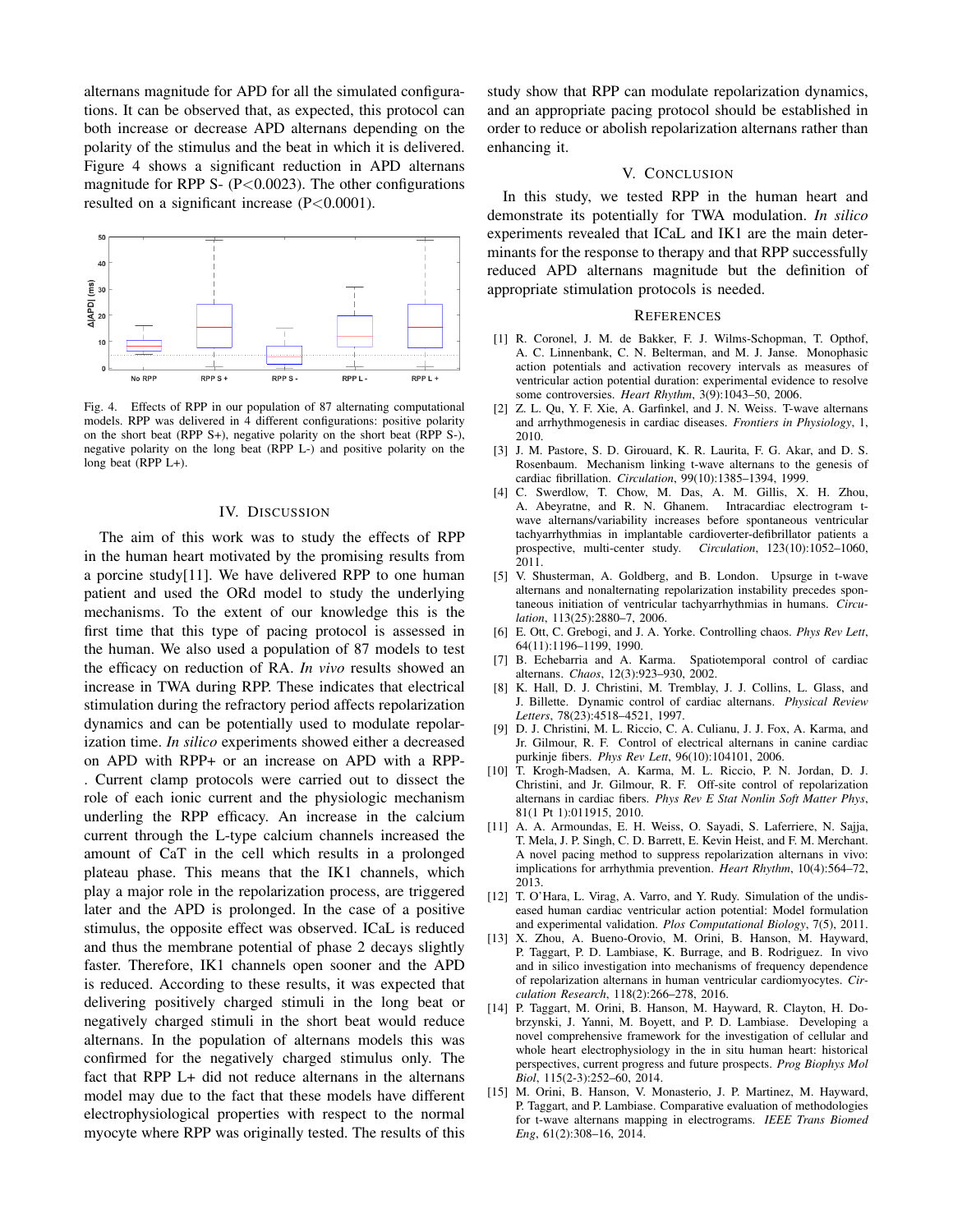alternans magnitude for APD for all the simulated configurations. It can be observed that, as expected, this protocol can both increase or decrease APD alternans depending on the polarity of the stimulus and the beat in which it is delivered. Figure 4 shows a significant reduction in APD alternans magnitude for RPP S- (P<0.0023). The other configurations resulted on a significant increase (P<0.0001).

50
40
30
20
10
0
Δ|APD| (ms)
No RPP
RPP S +
RPP S -
RPP L -
RPP L +

Fig. 4. Effects of RPP in our population of 87 alternating computational models. RPP was delivered in 4 different configurations: positive polarity on the short beat (RPP S+), negative polarity on the short beat (RPP S-), negative polarity on the long beat (RPP L-) and positive polarity on the long beat (RPP L+).

## IV. Discussion

The aim of this work was to study the effects of RPP in the human heart motivated by the promising results from a porcine study[11]. We have delivered RPP to one human patient and used the ORd model to study the underlying mechanisms. To the extent of our knowledge this is the first time that this type of pacing protocol is assessed in the human. We also used a population of 87 models to test the efficacy on reduction of RA. *In vivo* results showed an increase in TWA during RPP. These indicates that electrical stimulation during the refractory period affects repolarization dynamics and can be potentially used to modulate repolarization time. *In silico* experiments showed either a decreased on APD with RPP+ or an increase on APD with a RPP-. Current clamp protocols were carried out to dissect the role of each ionic current and the physiologic mechanism underling the RPP efficacy. An increase in the calcium current through the L-type calcium channels increased the amount of CaT in the cell which results in a prolonged plateau phase. This means that the IK1 channels, which play a major role in the repolarization process, are triggered later and the APD is prolonged. In the case of a positive stimulus, the opposite effect was observed. ICaL is reduced and thus the membrane potential of phase 2 decays slightly faster. Therefore, IK1 channels open sooner and the APD is reduced. According to these results, it was expected that delivering positively charged stimuli in the long beat or negatively charged stimuli in the short beat would reduce alternans. In the population of alternans models this was confirmed for the negatively charged stimulus only. The fact that RPP L+ did not reduce alternans in the alternans model may due to the fact that these models have different electrophysiological properties with respect to the normal myocyte where RPP was originally tested. The results of this study show that RPP can modulate repolarization dynamics, and an appropriate pacing protocol should be established in order to reduce or abolish repolarization alternans rather than enhancing it.

## V. Conclusion

In this study, we tested RPP in the human heart and demonstrate its potentially for TWA modulation. *In silico* experiments revealed that ICaL and IK1 are the main determinants for the response to therapy and that RPP successfully reduced APD alternans magnitude but the definition of appropriate stimulation protocols is needed.

## References

[1] R. Coronel, J. M. de Bakker, F. J. Wilms-Schopman, T. Opthof, A. C. Linnenbank, C. N. Belterman, and M. J. Janse. Monophasic action potentials and activation recovery intervals as measures of ventricular action potential duration: experimental evidence to resolve some controversies. *Heart Rhythm*, 3(9):1043–50, 2006.

[2] Z. L. Qu, Y. F. Xie, A. Garfinkel, and J. N. Weiss. T-wave alternans and arrhythmogenesis in cardiac diseases. *Frontiers in Physiology*, 1, 2010.

[3] J. M. Pastore, S. D. Girouard, K. R. Laurita, F. G. Akar, and D. S. Rosenbaum. Mechanism linking t-wave alternans to the genesis of cardiac fibrillation. *Circulation*, 99(10):1385–1394, 1999.

[4] C. Swerdlow, T. Chow, M. Das, A. M. Gillis, X. H. Zhou, A. Abeyratne, and R. N. Ghanem. Intracardiac electrogram t-wave alternans/variability increases before spontaneous ventricular tachyarrhythmias in implantable cardioverter-defibrillator patients a prospective, multi-center study. *Circulation*, 123(10):1052–1060, 2011.

[5] V. Shusterman, A. Goldberg, and B. London. Upsurge in t-wave alternans and nonalternating repolarization instability precedes spontaneous initiation of ventricular tachyarrhythmias in humans. *Circulation*, 113(25):2880–7, 2006.

[6] E. Ott, C. Grebogi, and J. A. Yorke. Controlling chaos. *Phys Rev Lett*, 64(11):1196–1199, 1990.

[7] B. Echebarria and A. Karma. Spatiotemporal control of cardiac alternans. *Chaos*, 12(3):923–930, 2002.

[8] K. Hall, D. J. Christini, M. Tremblay, J. J. Collins, L. Glass, and J. Billette. Dynamic control of cardiac alternans. *Physical Review Letters*, 78(23):4518–4521, 1997.

[9] D. J. Christini, M. L. Riccio, C. A. Culianu, J. J. Fox, A. Karma, and Jr. Gilmour, R. F. Control of electrical alternans in canine cardiac purkinje fibers. *Phys Rev Lett*, 96(10):104101, 2006.

[10] T. Krogh-Madsen, A. Karma, M. L. Riccio, P. N. Jordan, D. J. Christini, and Jr. Gilmour, R. F. Off-site control of repolarization alternans in cardiac fibers. *Phys Rev E Stat Nonlin Soft Matter Phys*, 81(1 Pt 1):011915, 2010.

[11] A. A. Armoundas, E. H. Weiss, O. Sayadi, S. Laferriere, N. Sajja, T. Mela, J. P. Singh, C. D. Barrett, E. Kevin Heist, and F. M. Merchant. A novel pacing method to suppress repolarization alternans in vivo: implications for arrhythmia prevention. *Heart Rhythm*, 10(4):564–72, 2013.

[12] T. O'Hara, L. Virag, A. Varro, and Y. Rudy. Simulation of the undiseased human cardiac ventricular action potential: Model formulation and experimental validation. *Plos Computational Biology*, 7(5), 2011.

[13] X. Zhou, A. Bueno-Orovio, M. Orini, B. Hanson, M. Hayward, P. Taggart, P. D. Lambiase, K. Burrage, and B. Rodriguez. In vivo and in silico investigation into mechanisms of frequency dependence of repolarization alternans in human ventricular cardiomyocytes. *Circulation Research*, 118(2):266–278, 2016.

[14] P. Taggart, M. Orini, B. Hanson, M. Hayward, R. Clayton, H. Dobrzynski, J. Yanni, M. Boyett, and P. D. Lambiase. Developing a novel comprehensive framework for the investigation of cellular and whole heart electrophysiology in the in situ human heart: historical perspectives, current progress and future prospects. *Prog Biophys Mol Biol*, 115(2-3):252–60, 2014.

[15] M. Orini, B. Hanson, V. Monasterio, J. P. Martinez, M. Hayward, P. Taggart, and P. Lambiase. Comparative evaluation of methodologies for t-wave alternans mapping in electrograms. *IEEE Trans Biomed Eng*, 61(2):308–16, 2014.